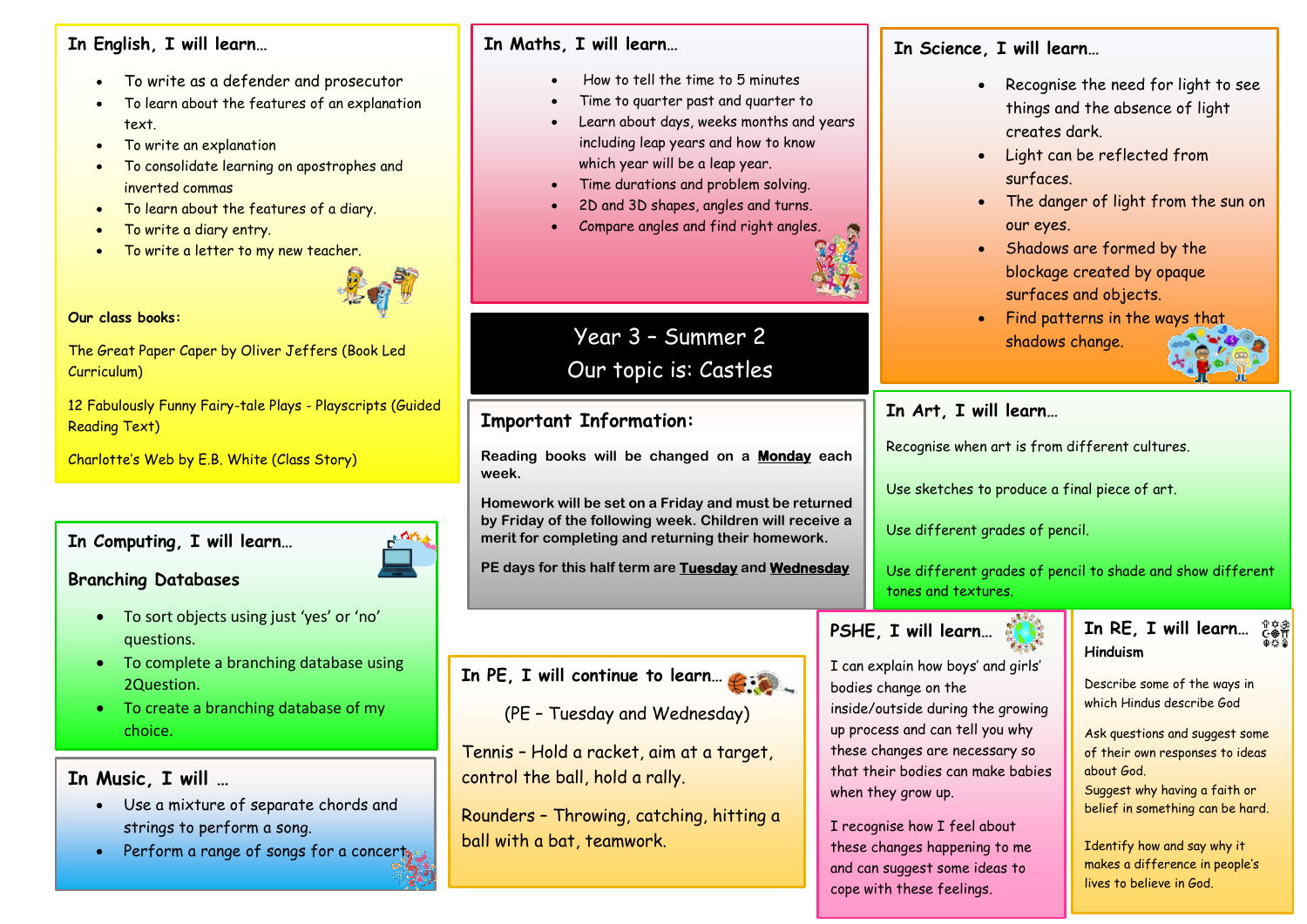# Year 3 – Summer 2
## Our topic is: Castles

## In English, I will learn…

- To write as a defender and prosecutor
- To learn about the features of an explanation text.
- To write an explanation
- To consolidate learning on apostrophes and inverted commas
- To learn about the features of a diary.
- To write a diary entry.
- To write a letter to my new teacher.

**Our class books:**

The Great Paper Caper by Oliver Jeffers (Book Led Curriculum)

12 Fabulously Funny Fairy-tale Plays - Playscripts (Guided Reading Text)

Charlotte's Web by E.B. White (Class Story)

## In Maths, I will learn…

- How to tell the time to 5 minutes
- Time to quarter past and quarter to
- Learn about days, weeks months and years including leap years and how to know which year will be a leap year.
- Time durations and problem solving.
- 2D and 3D shapes, angles and turns.
- Compare angles and find right angles.

## In Science, I will learn…

- Recognise the need for light to see things and the absence of light creates dark.
- Light can be reflected from surfaces.
- The danger of light from the sun on our eyes.
- Shadows are formed by the blockage created by opaque surfaces and objects.
- Find patterns in the ways that shadows change.

## Important Information:

**Reading books will be changed on a <u>Monday</u> each week.**

**Homework will be set on a Friday and must be returned by Friday of the following week. Children will receive a merit for completing and returning their homework.**

**PE days for this half term are <u>Tuesday</u> and <u>Wednesday</u>**

## In Art, I will learn…

Recognise when art is from different cultures.

Use sketches to produce a final piece of art.

Use different grades of pencil.

Use different grades of pencil to shade and show different tones and textures.

## In Computing, I will learn…

### Branching Databases

- To sort objects using just 'yes' or 'no' questions.
- To complete a branching database using 2Question.
- To create a branching database of my choice.

## In Music, I will …

- Use a mixture of separate chords and strings to perform a song.
- Perform a range of songs for a concert.

## In PE, I will continue to learn…

(PE – Tuesday and Wednesday)

Tennis – Hold a racket, aim at a target, control the ball, hold a rally.

Rounders – Throwing, catching, hitting a ball with a bat, teamwork.

## PSHE, I will learn…

I can explain how boys' and girls' bodies change on the inside/outside during the growing up process and can tell you why these changes are necessary so that their bodies can make babies when they grow up.

I recognise how I feel about these changes happening to me and can suggest some ideas to cope with these feelings.

## In RE, I will learn…

**Hinduism**

Describe some of the ways in which Hindus describe God

Ask questions and suggest some of their own responses to ideas about God.

Suggest why having a faith or belief in something can be hard.

Identify how and say why it makes a difference in people's lives to believe in God.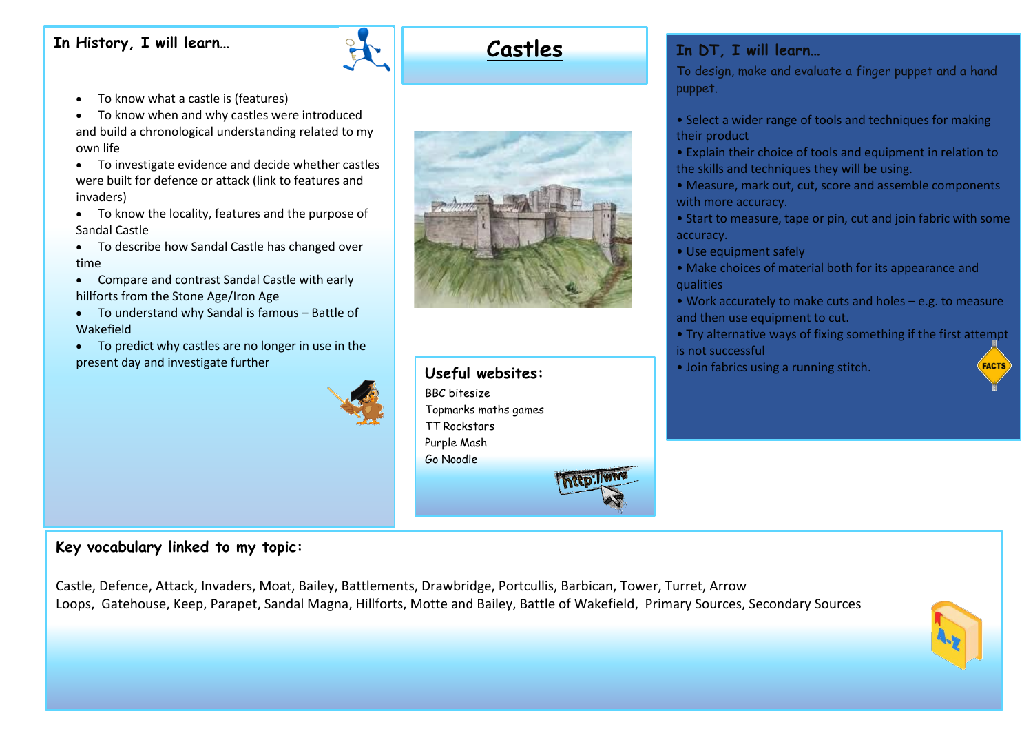# Castles

## In History, I will learn…

- To know what a castle is (features)
- To know when and why castles were introduced and build a chronological understanding related to my own life
- To investigate evidence and decide whether castles were built for defence or attack (link to features and invaders)
- To know the locality, features and the purpose of Sandal Castle
- To describe how Sandal Castle has changed over time
- Compare and contrast Sandal Castle with early hillforts from the Stone Age/Iron Age
- To understand why Sandal is famous – Battle of Wakefield
- To predict why castles are no longer in use in the present day and investigate further

## Useful websites:

BBC bitesize
Topmarks maths games
TT Rockstars
Purple Mash
Go Noodle

## In DT, I will learn…

To design, make and evaluate a finger puppet and a hand puppet.

- Select a wider range of tools and techniques for making their product
- Explain their choice of tools and equipment in relation to the skills and techniques they will be using.
- Measure, mark out, cut, score and assemble components with more accuracy.
- Start to measure, tape or pin, cut and join fabric with some accuracy.
- Use equipment safely
- Make choices of material both for its appearance and qualities
- Work accurately to make cuts and holes – e.g. to measure and then use equipment to cut.
- Try alternative ways of fixing something if the first attempt is not successful
- Join fabrics using a running stitch.

## Key vocabulary linked to my topic:

Castle, Defence, Attack, Invaders, Moat, Bailey, Battlements, Drawbridge, Portcullis, Barbican, Tower, Turret, Arrow Loops, Gatehouse, Keep, Parapet, Sandal Magna, Hillforts, Motte and Bailey, Battle of Wakefield, Primary Sources, Secondary Sources